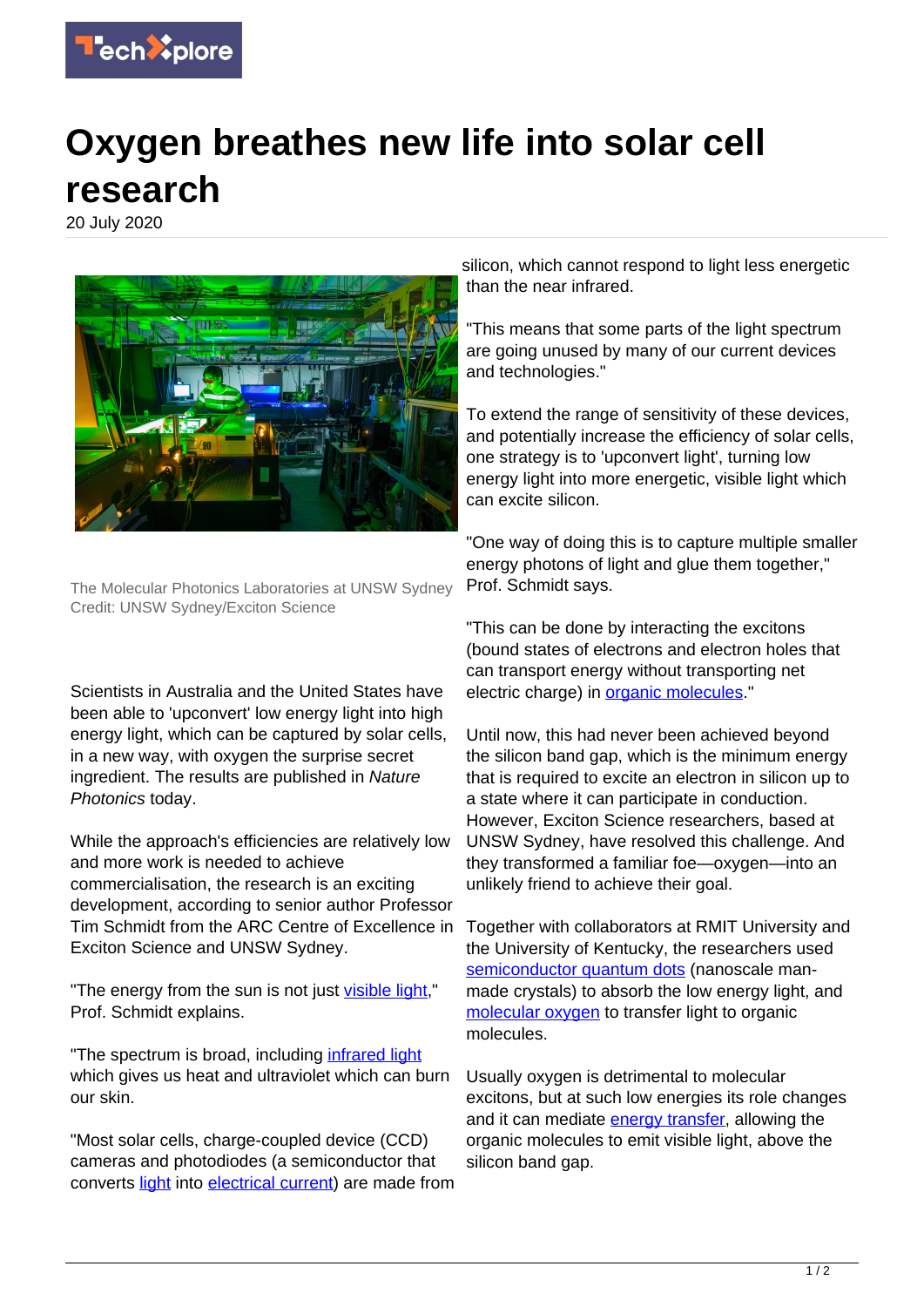# Oxygen breathes new life into solar cell research

20 July 2020

The Molecular Photonics Laboratories at UNSW Sydney Credit: UNSW Sydney/Exciton Science

Scientists in Australia and the United States have been able to 'upconvert' low energy light into high energy light, which can be captured by solar cells, in a new way, with oxygen the surprise secret ingredient. The results are published in *Nature Photonics* today.

While the approach's efficiencies are relatively low and more work is needed to achieve commercialisation, the research is an exciting development, according to senior author Professor Tim Schmidt from the ARC Centre of Excellence in Exciton Science and UNSW Sydney.

"The energy from the sun is not just visible light," Prof. Schmidt explains.

"The spectrum is broad, including infrared light which gives us heat and ultraviolet which can burn our skin.

"Most solar cells, charge-coupled device (CCD) cameras and photodiodes (a semiconductor that converts light into electrical current) are made from silicon, which cannot respond to light less energetic than the near infrared.

"This means that some parts of the light spectrum are going unused by many of our current devices and technologies."

To extend the range of sensitivity of these devices, and potentially increase the efficiency of solar cells, one strategy is to 'upconvert light', turning low energy light into more energetic, visible light which can excite silicon.

"One way of doing this is to capture multiple smaller energy photons of light and glue them together," Prof. Schmidt says.

"This can be done by interacting the excitons (bound states of electrons and electron holes that can transport energy without transporting net electric charge) in organic molecules."

Until now, this had never been achieved beyond the silicon band gap, which is the minimum energy that is required to excite an electron in silicon up to a state where it can participate in conduction. However, Exciton Science researchers, based at UNSW Sydney, have resolved this challenge. And they transformed a familiar foe—oxygen—into an unlikely friend to achieve their goal.

Together with collaborators at RMIT University and the University of Kentucky, the researchers used semiconductor quantum dots (nanoscale man-made crystals) to absorb the low energy light, and molecular oxygen to transfer light to organic molecules.

Usually oxygen is detrimental to molecular excitons, but at such low energies its role changes and it can mediate energy transfer, allowing the organic molecules to emit visible light, above the silicon band gap.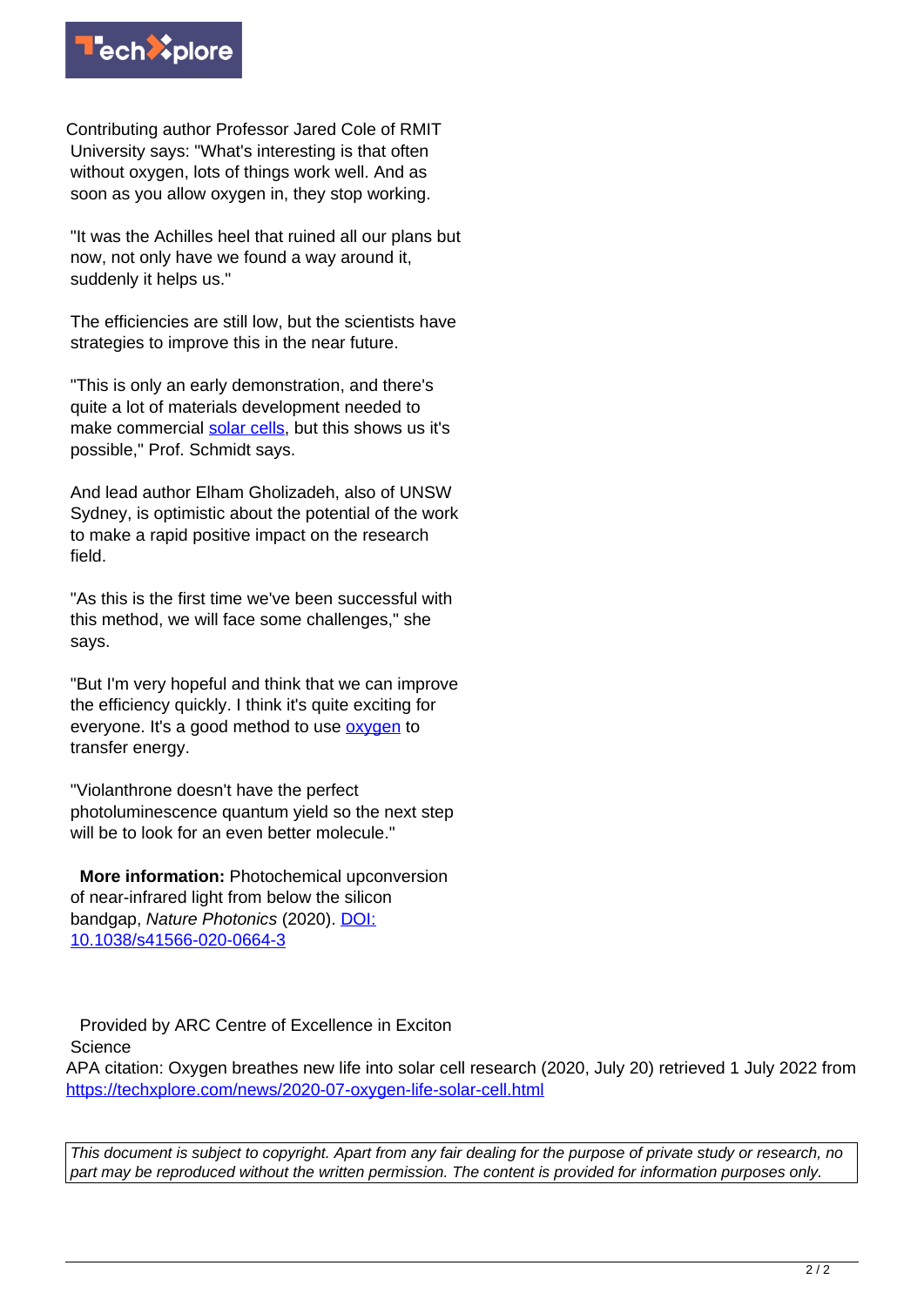Contributing author Professor Jared Cole of RMIT University says: "What's interesting is that often without oxygen, lots of things work well. And as soon as you allow oxygen in, they stop working.

"It was the Achilles heel that ruined all our plans but now, not only have we found a way around it, suddenly it helps us."

The efficiencies are still low, but the scientists have strategies to improve this in the near future.

"This is only an early demonstration, and there's quite a lot of materials development needed to make commercial solar cells, but this shows us it's possible," Prof. Schmidt says.

And lead author Elham Gholizadeh, also of UNSW Sydney, is optimistic about the potential of the work to make a rapid positive impact on the research field.

"As this is the first time we've been successful with this method, we will face some challenges," she says.

"But I'm very hopeful and think that we can improve the efficiency quickly. I think it's quite exciting for everyone. It's a good method to use oxygen to transfer energy.

"Violanthrone doesn't have the perfect photoluminescence quantum yield so the next step will be to look for an even better molecule."

**More information:** Photochemical upconversion of near-infrared light from below the silicon bandgap, *Nature Photonics* (2020). DOI: 10.1038/s41566-020-0664-3

Provided by ARC Centre of Excellence in Exciton Science

APA citation: Oxygen breathes new life into solar cell research (2020, July 20) retrieved 1 July 2022 from https://techxplore.com/news/2020-07-oxygen-life-solar-cell.html

*This document is subject to copyright. Apart from any fair dealing for the purpose of private study or research, no part may be reproduced without the written permission. The content is provided for information purposes only.*